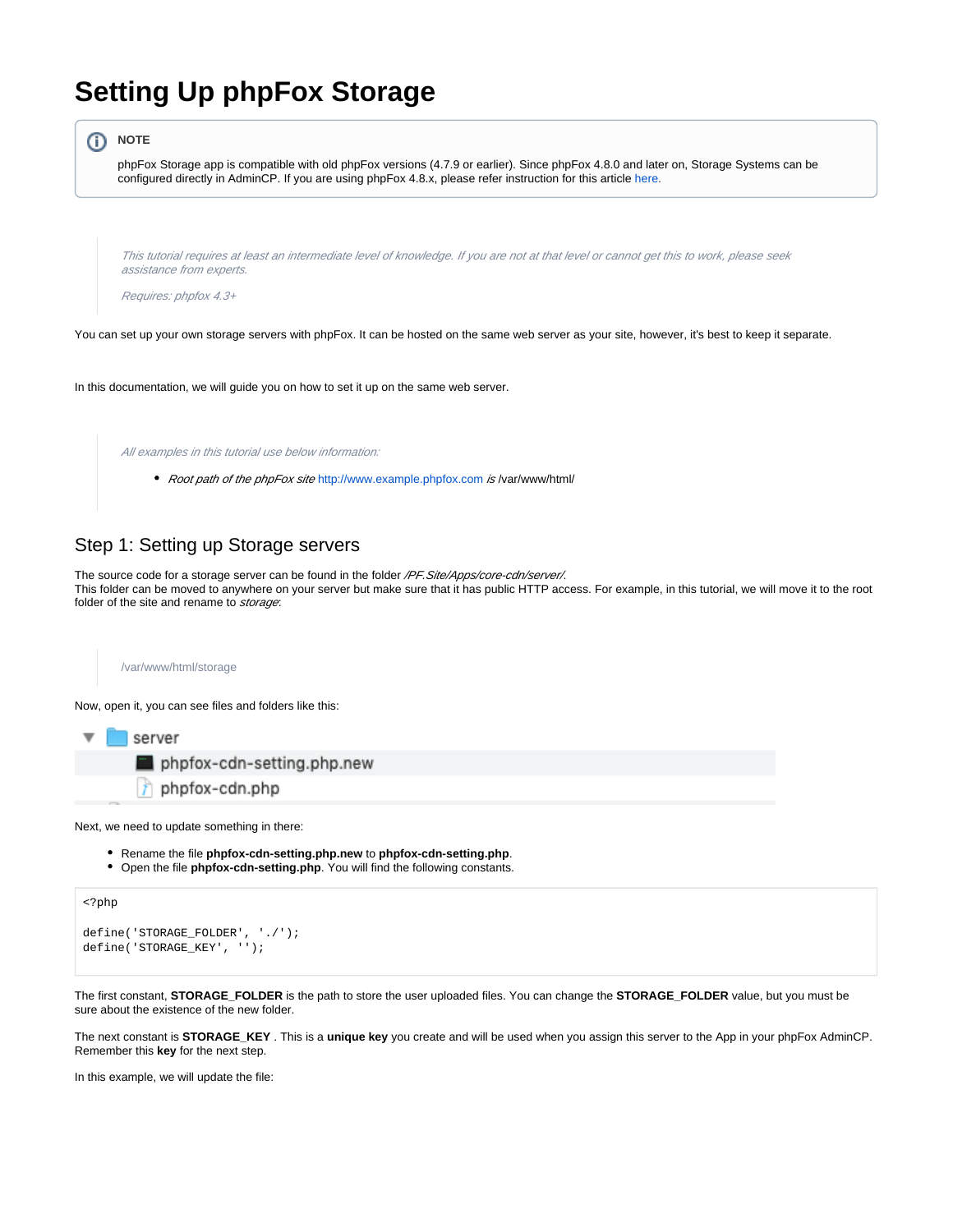# Setting Up phpFox Storage

> **NOTE**
>
> phpFox Storage app is compatible with old phpFox versions (4.7.9 or earlier). Since phpFox 4.8.0 and later on, Storage Systems can be configured directly in AdminCP. If you are using phpFox 4.8.x, please refer instruction for this article here.

> *This tutorial requires at least an intermediate level of knowledge. If you are not at that level or cannot get this to work, please seek assistance from experts.*
>
> *Requires: phpfox 4.3+*

You can set up your own storage servers with phpFox. It can be hosted on the same web server as your site, however, it's best to keep it separate.

In this documentation, we will guide you on how to set it up on the same web server.

> *All examples in this tutorial use below information:*
>
> - *Root path of the phpFox site* http://www.example.phpfox.com *is* /var/www/html/

## Step 1: Setting up Storage servers

The source code for a storage server can be found in the folder */PF.Site/Apps/core-cdn/server/*.
This folder can be moved to anywhere on your server but make sure that it has public HTTP access. For example, in this tutorial, we will move it to the root folder of the site and rename to *storage*:

> /var/www/html/storage

Now, open it, you can see files and folders like this:

- server
  - phpfox-cdn-setting.php.new
  - phpfox-cdn.php

Next, we need to update something in there:

- Rename the file **phpfox-cdn-setting.php.new** to **phpfox-cdn-setting.php**.
- Open the file **phpfox-cdn-setting.php**. You will find the following constants.

```
<?php

define('STORAGE_FOLDER', './');
define('STORAGE_KEY', '');
```

The first constant, **STORAGE_FOLDER** is the path to store the user uploaded files. You can change the **STORAGE_FOLDER** value, but you must be sure about the existence of the new folder.

The next constant is **STORAGE_KEY** . This is a **unique key** you create and will be used when you assign this server to the App in your phpFox AdminCP. Remember this **key** for the next step.

In this example, we will update the file: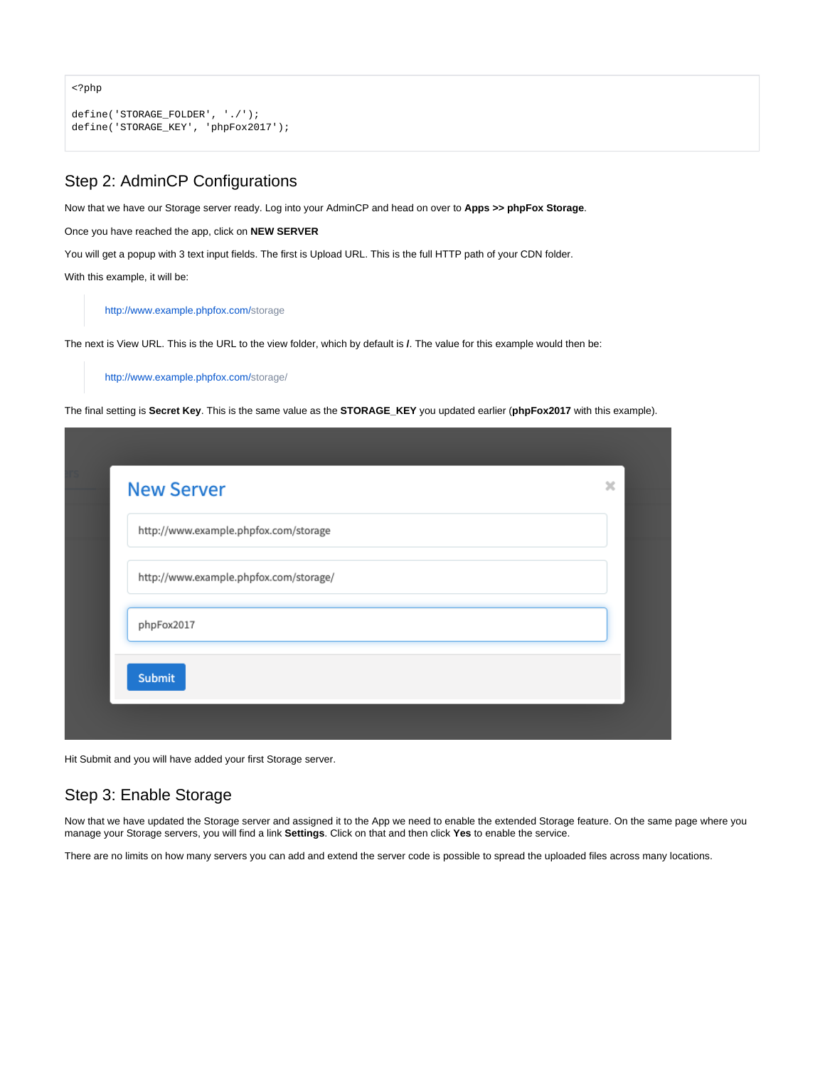```
<?php

define('STORAGE_FOLDER', './');
define('STORAGE_KEY', 'phpFox2017');
```

## Step 2: AdminCP Configurations

Now that we have our Storage server ready. Log into your AdminCP and head on over to **Apps >> phpFox Storage**.

Once you have reached the app, click on **NEW SERVER**

You will get a popup with 3 text input fields. The first is Upload URL. This is the full HTTP path of your CDN folder.

With this example, it will be:

> http://www.example.phpfox.com/storage

The next is View URL. This is the URL to the view folder, which by default is ***/***. The value for this example would then be:

> http://www.example.phpfox.com/storage/

The final setting is **Secret Key**. This is the same value as the **STORAGE_KEY** you updated earlier (**phpFox2017** with this example).

Hit Submit and you will have added your first Storage server.

## Step 3: Enable Storage

Now that we have updated the Storage server and assigned it to the App we need to enable the extended Storage feature. On the same page where you manage your Storage servers, you will find a link **Settings**. Click on that and then click **Yes** to enable the service.

There are no limits on how many servers you can add and extend the server code is possible to spread the uploaded files across many locations.